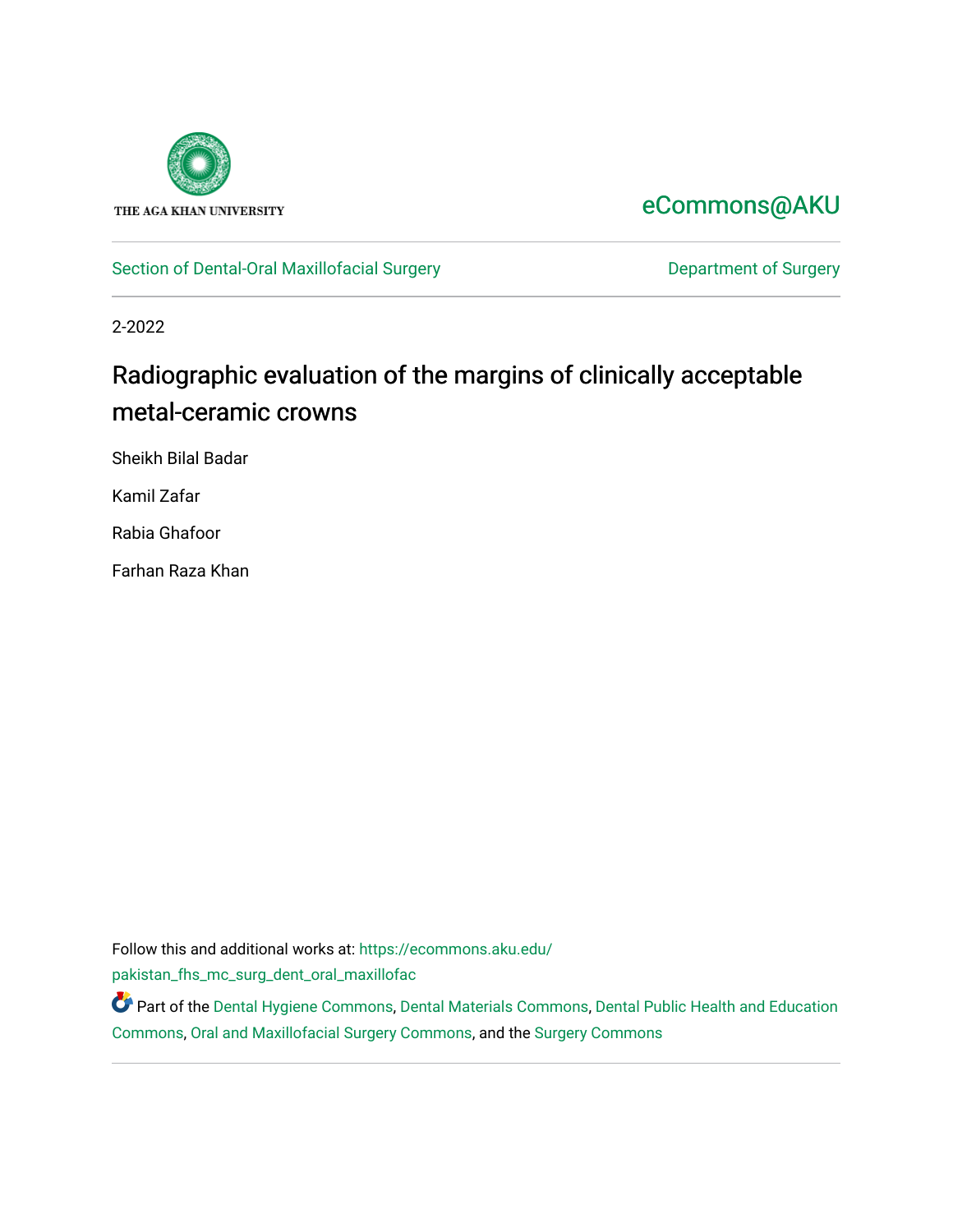THE AGA KHAN UNIVERSITY

eCommons@AKU

Section of Dental-Oral Maxillofacial Surgery

Department of Surgery

2-2022

# Radiographic evaluation of the margins of clinically acceptable metal-ceramic crowns

Sheikh Bilal Badar

Kamil Zafar

Rabia Ghafoor

Farhan Raza Khan

Follow this and additional works at: https://ecommons.aku.edu/pakistan_fhs_mc_surg_dent_oral_maxillofac

Part of the Dental Hygiene Commons, Dental Materials Commons, Dental Public Health and Education Commons, Oral and Maxillofacial Surgery Commons, and the Surgery Commons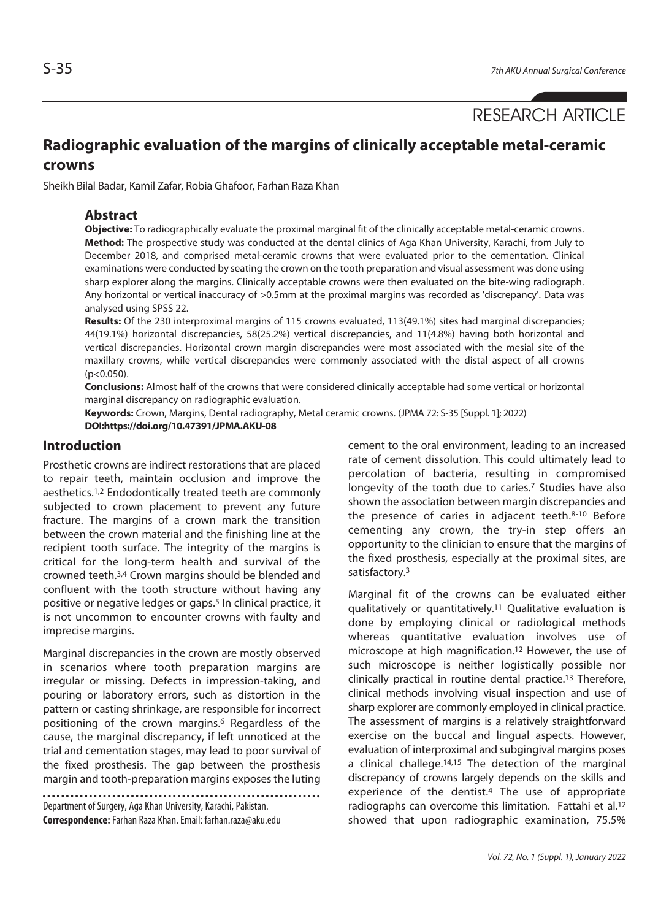RESEARCH ARTICLE

# Radiographic evaluation of the margins of clinically acceptable metal-ceramic crowns

Sheikh Bilal Badar, Kamil Zafar, Robia Ghafoor, Farhan Raza Khan

## Abstract

**Objective:** To radiographically evaluate the proximal marginal fit of the clinically acceptable metal-ceramic crowns.

**Method:** The prospective study was conducted at the dental clinics of Aga Khan University, Karachi, from July to December 2018, and comprised metal-ceramic crowns that were evaluated prior to the cementation. Clinical examinations were conducted by seating the crown on the tooth preparation and visual assessment was done using sharp explorer along the margins. Clinically acceptable crowns were then evaluated on the bite-wing radiograph. Any horizontal or vertical inaccuracy of >0.5mm at the proximal margins was recorded as 'discrepancy'. Data was analysed using SPSS 22.

**Results:** Of the 230 interproximal margins of 115 crowns evaluated, 113(49.1%) sites had marginal discrepancies; 44(19.1%) horizontal discrepancies, 58(25.2%) vertical discrepancies, and 11(4.8%) having both horizontal and vertical discrepancies. Horizontal crown margin discrepancies were most associated with the mesial site of the maxillary crowns, while vertical discrepancies were commonly associated with the distal aspect of all crowns ($p<0.050$).

**Conclusions:** Almost half of the crowns that were considered clinically acceptable had some vertical or horizontal marginal discrepancy on radiographic evaluation.

**Keywords:** Crown, Margins, Dental radiography, Metal ceramic crowns. (JPMA 72: S-35 [Suppl. 1]; 2022)

**DOI:https://doi.org/10.47391/JPMA.AKU-08**

## Introduction

Prosthetic crowns are indirect restorations that are placed to repair teeth, maintain occlusion and improve the aesthetics.[1,2] Endodontically treated teeth are commonly subjected to crown placement to prevent any future fracture. The margins of a crown mark the transition between the crown material and the finishing line at the recipient tooth surface. The integrity of the margins is critical for the long-term health and survival of the crowned teeth.[3,4] Crown margins should be blended and confluent with the tooth structure without having any positive or negative ledges or gaps.[5] In clinical practice, it is not uncommon to encounter crowns with faulty and imprecise margins.

Marginal discrepancies in the crown are mostly observed in scenarios where tooth preparation margins are irregular or missing. Defects in impression-taking, and pouring or laboratory errors, such as distortion in the pattern or casting shrinkage, are responsible for incorrect positioning of the crown margins.[6] Regardless of the cause, the marginal discrepancy, if left unnoticed at the trial and cementation stages, may lead to poor survival of the fixed prosthesis. The gap between the prosthesis margin and tooth-preparation margins exposes the luting cement to the oral environment, leading to an increased rate of cement dissolution. This could ultimately lead to percolation of bacteria, resulting in compromised longevity of the tooth due to caries.[7] Studies have also shown the association between margin discrepancies and the presence of caries in adjacent teeth.[8-10] Before cementing any crown, the try-in step offers an opportunity to the clinician to ensure that the margins of the fixed prosthesis, especially at the proximal sites, are satisfactory.[3]

Marginal fit of the crowns can be evaluated either qualitatively or quantitatively.[11] Qualitative evaluation is done by employing clinical or radiological methods whereas quantitative evaluation involves use of microscope at high magnification.[12] However, the use of such microscope is neither logistically possible nor clinically practical in routine dental practice.[13] Therefore, clinical methods involving visual inspection and use of sharp explorer are commonly employed in clinical practice. The assessment of margins is a relatively straightforward exercise on the buccal and lingual aspects. However, evaluation of interproximal and subgingival margins poses a clinical challege.[14,15] The detection of the marginal discrepancy of crowns largely depends on the skills and experience of the dentist.[4] The use of appropriate radiographs can overcome this limitation. Fattahi et al.[12] showed that upon radiographic examination, 75.5%

Department of Surgery, Aga Khan University, Karachi, Pakistan.

**Correspondence:** Farhan Raza Khan. Email: farhan.raza@aku.edu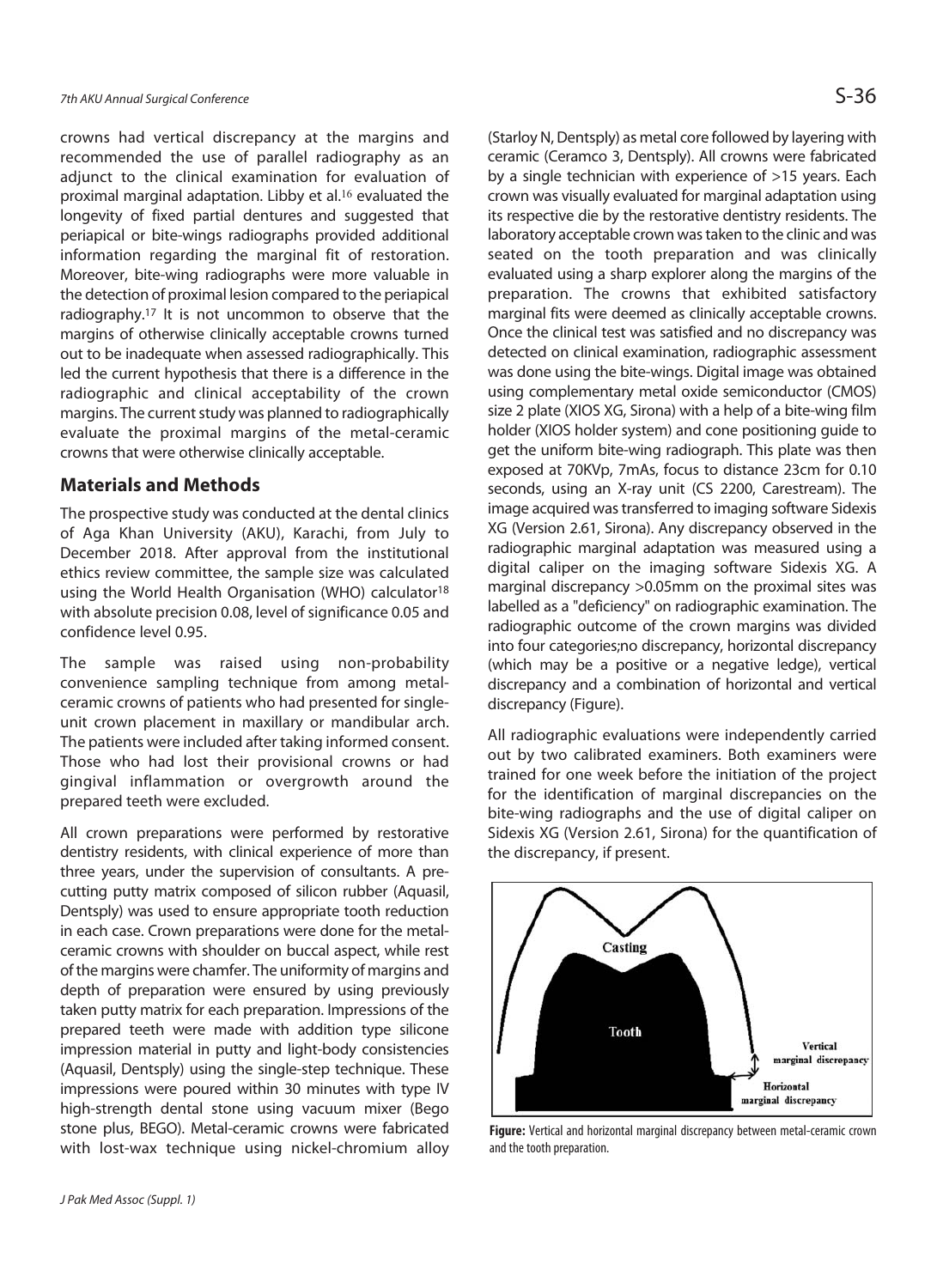crowns had vertical discrepancy at the margins and recommended the use of parallel radiography as an adjunct to the clinical examination for evaluation of proximal marginal adaptation. Libby et al.[16] evaluated the longevity of fixed partial dentures and suggested that periapical or bite-wings radiographs provided additional information regarding the marginal fit of restoration. Moreover, bite-wing radiographs were more valuable in the detection of proximal lesion compared to the periapical radiography.[17] It is not uncommon to observe that the margins of otherwise clinically acceptable crowns turned out to be inadequate when assessed radiographically. This led the current hypothesis that there is a difference in the radiographic and clinical acceptability of the crown margins. The current study was planned to radiographically evaluate the proximal margins of the metal-ceramic crowns that were otherwise clinically acceptable.

## Materials and Methods

The prospective study was conducted at the dental clinics of Aga Khan University (AKU), Karachi, from July to December 2018. After approval from the institutional ethics review committee, the sample size was calculated using the World Health Organisation (WHO) calculator[18] with absolute precision 0.08, level of significance 0.05 and confidence level 0.95.

The sample was raised using non-probability convenience sampling technique from among metal-ceramic crowns of patients who had presented for single-unit crown placement in maxillary or mandibular arch. The patients were included after taking informed consent. Those who had lost their provisional crowns or had gingival inflammation or overgrowth around the prepared teeth were excluded.

All crown preparations were performed by restorative dentistry residents, with clinical experience of more than three years, under the supervision of consultants. A pre-cutting putty matrix composed of silicon rubber (Aquasil, Dentsply) was used to ensure appropriate tooth reduction in each case. Crown preparations were done for the metal-ceramic crowns with shoulder on buccal aspect, while rest of the margins were chamfer. The uniformity of margins and depth of preparation were ensured by using previously taken putty matrix for each preparation. Impressions of the prepared teeth were made with addition type silicone impression material in putty and light-body consistencies (Aquasil, Dentsply) using the single-step technique. These impressions were poured within 30 minutes with type IV high-strength dental stone using vacuum mixer (Bego stone plus, BEGO). Metal-ceramic crowns were fabricated with lost-wax technique using nickel-chromium alloy (Starloy N, Dentsply) as metal core followed by layering with ceramic (Ceramco 3, Dentsply). All crowns were fabricated by a single technician with experience of >15 years. Each crown was visually evaluated for marginal adaptation using its respective die by the restorative dentistry residents. The laboratory acceptable crown was taken to the clinic and was seated on the tooth preparation and was clinically evaluated using a sharp explorer along the margins of the preparation. The crowns that exhibited satisfactory marginal fits were deemed as clinically acceptable crowns. Once the clinical test was satisfied and no discrepancy was detected on clinical examination, radiographic assessment was done using the bite-wings. Digital image was obtained using complementary metal oxide semiconductor (CMOS) size 2 plate (XIOS XG, Sirona) with a help of a bite-wing film holder (XIOS holder system) and cone positioning guide to get the uniform bite-wing radiograph. This plate was then exposed at 70KVp, 7mAs, focus to distance 23cm for 0.10 seconds, using an X-ray unit (CS 2200, Carestream). The image acquired was transferred to imaging software Sidexis XG (Version 2.61, Sirona). Any discrepancy observed in the radiographic marginal adaptation was measured using a digital caliper on the imaging software Sidexis XG. A marginal discrepancy >0.05mm on the proximal sites was labelled as a "deficiency" on radiographic examination. The radiographic outcome of the crown margins was divided into four categories;no discrepancy, horizontal discrepancy (which may be a positive or a negative ledge), vertical discrepancy and a combination of horizontal and vertical discrepancy (Figure).

All radiographic evaluations were independently carried out by two calibrated examiners. Both examiners were trained for one week before the initiation of the project for the identification of marginal discrepancies on the bite-wing radiographs and the use of digital caliper on Sidexis XG (Version 2.61, Sirona) for the quantification of the discrepancy, if present.

**Figure:** Vertical and horizontal marginal discrepancy between metal-ceramic crown and the tooth preparation.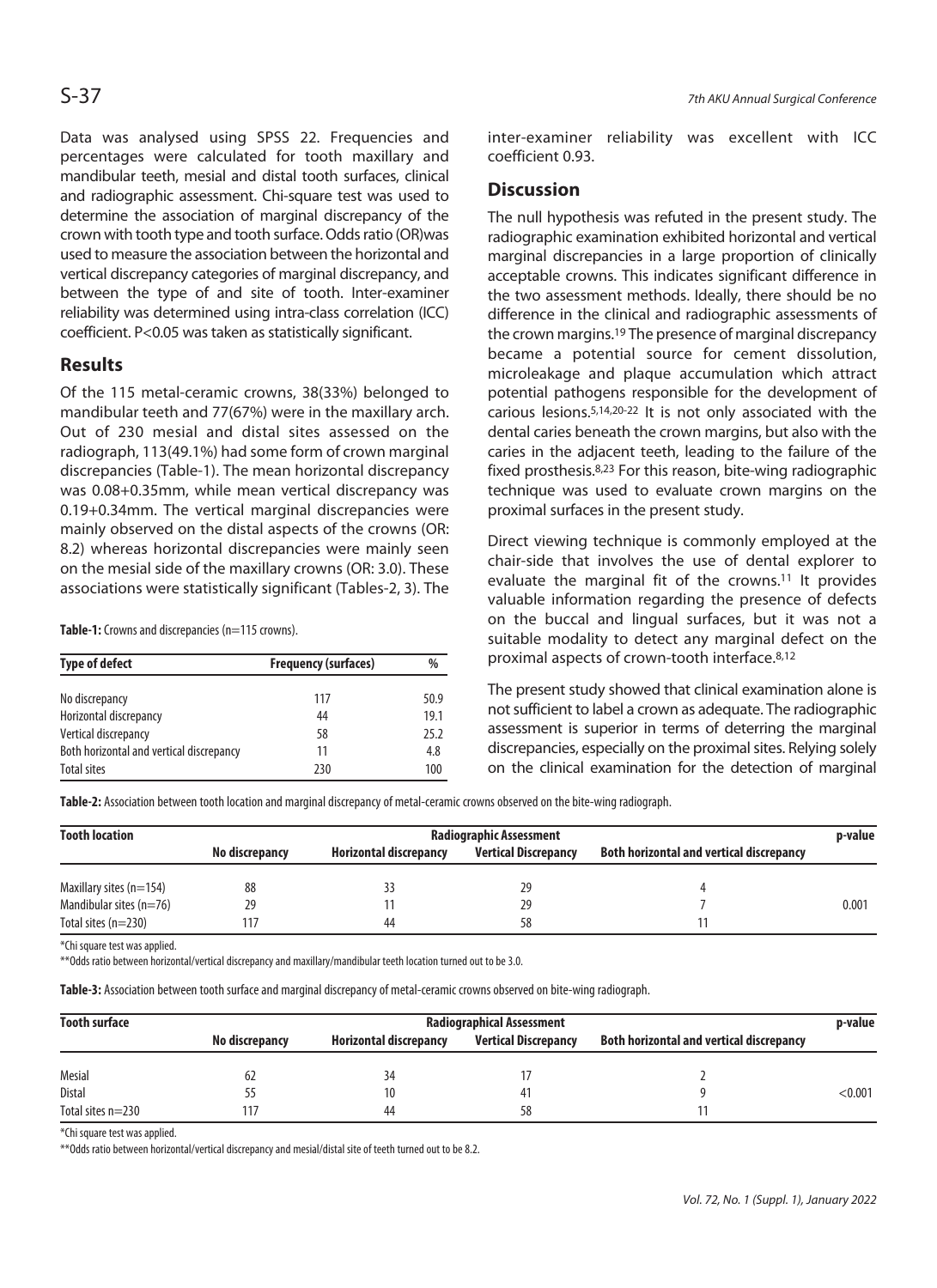Data was analysed using SPSS 22. Frequencies and percentages were calculated for tooth maxillary and mandibular teeth, mesial and distal tooth surfaces, clinical and radiographic assessment. Chi-square test was used to determine the association of marginal discrepancy of the crown with tooth type and tooth surface. Odds ratio (OR)was used to measure the association between the horizontal and vertical discrepancy categories of marginal discrepancy, and between the type of and site of tooth. Inter-examiner reliability was determined using intra-class correlation (ICC) coefficient. P<0.05 was taken as statistically significant.

## Results

Of the 115 metal-ceramic crowns, 38(33%) belonged to mandibular teeth and 77(67%) were in the maxillary arch. Out of 230 mesial and distal sites assessed on the radiograph, 113(49.1%) had some form of crown marginal discrepancies (Table-1). The mean horizontal discrepancy was 0.08+0.35mm, while mean vertical discrepancy was 0.19+0.34mm. The vertical marginal discrepancies were mainly observed on the distal aspects of the crowns (OR: 8.2) whereas horizontal discrepancies were mainly seen on the mesial side of the maxillary crowns (OR: 3.0). These associations were statistically significant (Tables-2, 3). The inter-examiner reliability was excellent with ICC coefficient 0.93.

**Table-1:** Crowns and discrepancies (n=115 crowns).

| Type of defect | Frequency (surfaces) | % |
|---|---|---|
| No discrepancy | 117 | 50.9 |
| Horizontal discrepancy | 44 | 19.1 |
| Vertical discrepancy | 58 | 25.2 |
| Both horizontal and vertical discrepancy | 11 | 4.8 |
| Total sites | 230 | 100 |

## Discussion

The null hypothesis was refuted in the present study. The radiographic examination exhibited horizontal and vertical marginal discrepancies in a large proportion of clinically acceptable crowns. This indicates significant difference in the two assessment methods. Ideally, there should be no difference in the clinical and radiographic assessments of the crown margins.[19] The presence of marginal discrepancy became a potential source for cement dissolution, microleakage and plaque accumulation which attract potential pathogens responsible for the development of carious lesions.[5,14,20-22] It is not only associated with the dental caries beneath the crown margins, but also with the caries in the adjacent teeth, leading to the failure of the fixed prosthesis.[8,23] For this reason, bite-wing radiographic technique was used to evaluate crown margins on the proximal surfaces in the present study.

Direct viewing technique is commonly employed at the chair-side that involves the use of dental explorer to evaluate the marginal fit of the crowns.[11] It provides valuable information regarding the presence of defects on the buccal and lingual surfaces, but it was not a suitable modality to detect any marginal defect on the proximal aspects of crown-tooth interface.[8,12]

The present study showed that clinical examination alone is not sufficient to label a crown as adequate. The radiographic assessment is superior in terms of deterring the marginal discrepancies, especially on the proximal sites. Relying solely on the clinical examination for the detection of marginal

**Table-2:** Association between tooth location and marginal discrepancy of metal-ceramic crowns observed on the bite-wing radiograph.

| Tooth location | Radiographic Assessment | | | | p-value |
|---|---|---|---|---|---|
| | No discrepancy | Horizontal discrepancy | Vertical Discrepancy | Both horizontal and vertical discrepancy | |
| Maxillary sites (n=154) | 88 | 33 | 29 | 4 | |
| Mandibular sites (n=76) | 29 | 11 | 29 | 7 | 0.001 |
| Total sites (n=230) | 117 | 44 | 58 | 11 | |

*Chi square test was applied.

**Odds ratio between horizontal/vertical discrepancy and maxillary/mandibular teeth location turned out to be 3.0.

**Table-3:** Association between tooth surface and marginal discrepancy of metal-ceramic crowns observed on bite-wing radiograph.

| Tooth surface | Radiographical Assessment | | | | p-value |
|---|---|---|---|---|---|
| | No discrepancy | Horizontal discrepancy | Vertical Discrepancy | Both horizontal and vertical discrepancy | |
| Mesial | 62 | 34 | 17 | 2 | |
| Distal | 55 | 10 | 41 | 9 | <0.001 |
| Total sites n=230 | 117 | 44 | 58 | 11 | |

*Chi square test was applied.

**Odds ratio between horizontal/vertical discrepancy and mesial/distal site of teeth turned out to be 8.2.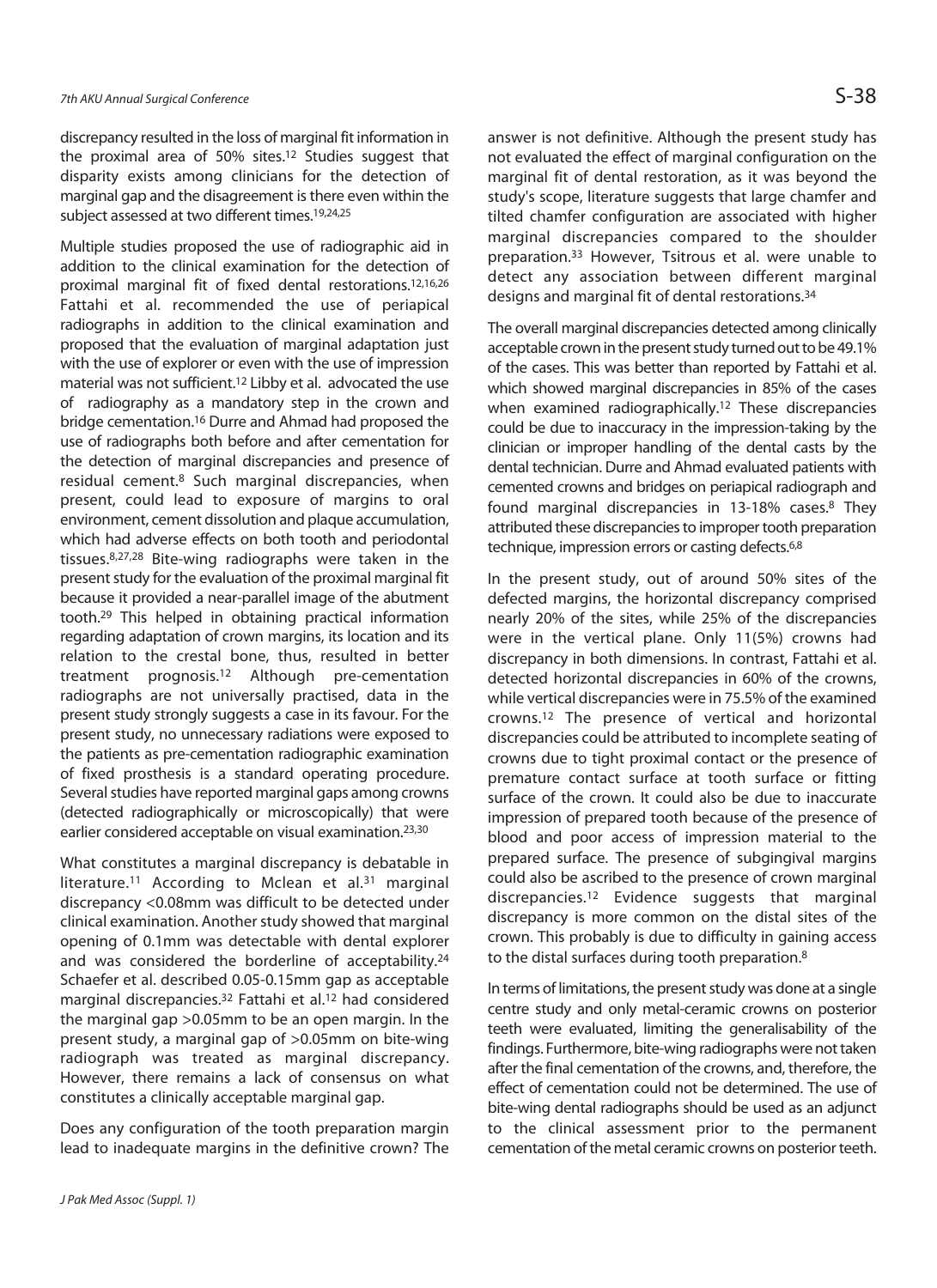discrepancy resulted in the loss of marginal fit information in the proximal area of 50% sites.[12] Studies suggest that disparity exists among clinicians for the detection of marginal gap and the disagreement is there even within the subject assessed at two different times.[19,24,25]

Multiple studies proposed the use of radiographic aid in addition to the clinical examination for the detection of proximal marginal fit of fixed dental restorations.[12,16,26] Fattahi et al. recommended the use of periapical radiographs in addition to the clinical examination and proposed that the evaluation of marginal adaptation just with the use of explorer or even with the use of impression material was not sufficient.[12] Libby et al. advocated the use of radiography as a mandatory step in the crown and bridge cementation.[16] Durre and Ahmad had proposed the use of radiographs both before and after cementation for the detection of marginal discrepancies and presence of residual cement.[8] Such marginal discrepancies, when present, could lead to exposure of margins to oral environment, cement dissolution and plaque accumulation, which had adverse effects on both tooth and periodontal tissues.[8,27,28] Bite-wing radiographs were taken in the present study for the evaluation of the proximal marginal fit because it provided a near-parallel image of the abutment tooth.[29] This helped in obtaining practical information regarding adaptation of crown margins, its location and its relation to the crestal bone, thus, resulted in better treatment prognosis.[12] Although pre-cementation radiographs are not universally practised, data in the present study strongly suggests a case in its favour. For the present study, no unnecessary radiations were exposed to the patients as pre-cementation radiographic examination of fixed prosthesis is a standard operating procedure. Several studies have reported marginal gaps among crowns (detected radiographically or microscopically) that were earlier considered acceptable on visual examination.[23,30]

What constitutes a marginal discrepancy is debatable in literature.[11] According to Mclean et al.[31] marginal discrepancy <0.08mm was difficult to be detected under clinical examination. Another study showed that marginal opening of 0.1mm was detectable with dental explorer and was considered the borderline of acceptability.[24] Schaefer et al. described 0.05-0.15mm gap as acceptable marginal discrepancies.[32] Fattahi et al.[12] had considered the marginal gap >0.05mm to be an open margin. In the present study, a marginal gap of >0.05mm on bite-wing radiograph was treated as marginal discrepancy. However, there remains a lack of consensus on what constitutes a clinically acceptable marginal gap.

Does any configuration of the tooth preparation margin lead to inadequate margins in the definitive crown? The answer is not definitive. Although the present study has not evaluated the effect of marginal configuration on the marginal fit of dental restoration, as it was beyond the study's scope, literature suggests that large chamfer and tilted chamfer configuration are associated with higher marginal discrepancies compared to the shoulder preparation.[33] However, Tsitrous et al. were unable to detect any association between different marginal designs and marginal fit of dental restorations.[34]

The overall marginal discrepancies detected among clinically acceptable crown in the present study turned out to be 49.1% of the cases. This was better than reported by Fattahi et al. which showed marginal discrepancies in 85% of the cases when examined radiographically.[12] These discrepancies could be due to inaccuracy in the impression-taking by the clinician or improper handling of the dental casts by the dental technician. Durre and Ahmad evaluated patients with cemented crowns and bridges on periapical radiograph and found marginal discrepancies in 13-18% cases.[8] They attributed these discrepancies to improper tooth preparation technique, impression errors or casting defects.[6,8]

In the present study, out of around 50% sites of the defected margins, the horizontal discrepancy comprised nearly 20% of the sites, while 25% of the discrepancies were in the vertical plane. Only 11(5%) crowns had discrepancy in both dimensions. In contrast, Fattahi et al. detected horizontal discrepancies in 60% of the crowns, while vertical discrepancies were in 75.5% of the examined crowns.[12] The presence of vertical and horizontal discrepancies could be attributed to incomplete seating of crowns due to tight proximal contact or the presence of premature contact surface at tooth surface or fitting surface of the crown. It could also be due to inaccurate impression of prepared tooth because of the presence of blood and poor access of impression material to the prepared surface. The presence of subgingival margins could also be ascribed to the presence of crown marginal discrepancies.[12] Evidence suggests that marginal discrepancy is more common on the distal sites of the crown. This probably is due to difficulty in gaining access to the distal surfaces during tooth preparation.[8]

In terms of limitations, the present study was done at a single centre study and only metal-ceramic crowns on posterior teeth were evaluated, limiting the generalisability of the findings. Furthermore, bite-wing radiographs were not taken after the final cementation of the crowns, and, therefore, the effect of cementation could not be determined. The use of bite-wing dental radiographs should be used as an adjunct to the clinical assessment prior to the permanent cementation of the metal ceramic crowns on posterior teeth.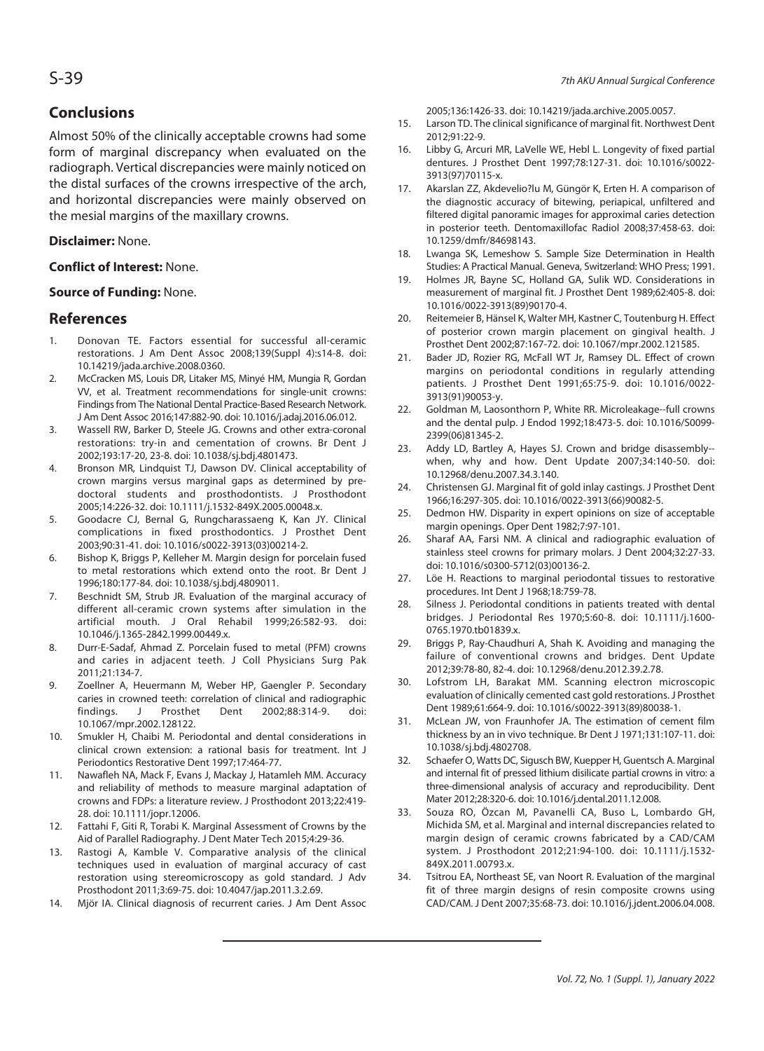## Conclusions

Almost 50% of the clinically acceptable crowns had some form of marginal discrepancy when evaluated on the radiograph. Vertical discrepancies were mainly noticed on the distal surfaces of the crowns irrespective of the arch, and horizontal discrepancies were mainly observed on the mesial margins of the maxillary crowns.

**Disclaimer:** None.

**Conflict of Interest:** None.

**Source of Funding:** None.

## References

1. Donovan TE. Factors essential for successful all-ceramic restorations. J Am Dent Assoc 2008;139(Suppl 4):s14-8. doi: 10.14219/jada.archive.2008.0360.
2. McCracken MS, Louis DR, Litaker MS, Minyé HM, Mungia R, Gordan VV, et al. Treatment recommendations for single-unit crowns: Findings from The National Dental Practice-Based Research Network. J Am Dent Assoc 2016;147:882-90. doi: 10.1016/j.adaj.2016.06.012.
3. Wassell RW, Barker D, Steele JG. Crowns and other extra-coronal restorations: try-in and cementation of crowns. Br Dent J 2002;193:17-20, 23-8. doi: 10.1038/sj.bdj.4801473.
4. Bronson MR, Lindquist TJ, Dawson DV. Clinical acceptability of crown margins versus marginal gaps as determined by pre-doctoral students and prosthodontists. J Prosthodont 2005;14:226-32. doi: 10.1111/j.1532-849X.2005.00048.x.
5. Goodacre CJ, Bernal G, Rungcharassaeng K, Kan JY. Clinical complications in fixed prosthodontics. J Prosthet Dent 2003;90:31-41. doi: 10.1016/s0022-3913(03)00214-2.
6. Bishop K, Briggs P, Kelleher M. Margin design for porcelain fused to metal restorations which extend onto the root. Br Dent J 1996;180:177-84. doi: 10.1038/sj.bdj.4809011.
7. Beschnidt SM, Strub JR. Evaluation of the marginal accuracy of different all-ceramic crown systems after simulation in the artificial mouth. J Oral Rehabil 1999;26:582-93. doi: 10.1046/j.1365-2842.1999.00449.x.
8. Durr-E-Sadaf, Ahmad Z. Porcelain fused to metal (PFM) crowns and caries in adjacent teeth. J Coll Physicians Surg Pak 2011;21:134-7.
9. Zoellner A, Heuermann M, Weber HP, Gaengler P. Secondary caries in crowned teeth: correlation of clinical and radiographic findings. J Prosthet Dent 2002;88:314-9. doi: 10.1067/mpr.2002.128122.
10. Smukler H, Chaibi M. Periodontal and dental considerations in clinical crown extension: a rational basis for treatment. Int J Periodontics Restorative Dent 1997;17:464-77.
11. Nawafleh NA, Mack F, Evans J, Mackay J, Hatamleh MM. Accuracy and reliability of methods to measure marginal adaptation of crowns and FDPs: a literature review. J Prosthodont 2013;22:419-28. doi: 10.1111/jopr.12006.
12. Fattahi F, Giti R, Torabi K. Marginal Assessment of Crowns by the Aid of Parallel Radiography. J Dent Mater Tech 2015;4:29-36.
13. Rastogi A, Kamble V. Comparative analysis of the clinical techniques used in evaluation of marginal accuracy of cast restoration using stereomicroscopy as gold standard. J Adv Prosthodont 2011;3:69-75. doi: 10.4047/jap.2011.3.2.69.
14. Mjör IA. Clinical diagnosis of recurrent caries. J Am Dent Assoc 2005;136:1426-33. doi: 10.14219/jada.archive.2005.0057.
15. Larson TD. The clinical significance of marginal fit. Northwest Dent 2012;91:22-9.
16. Libby G, Arcuri MR, LaVelle WE, Hebl L. Longevity of fixed partial dentures. J Prosthet Dent 1997;78:127-31. doi: 10.1016/s0022-3913(97)70115-x.
17. Akarslan ZZ, Akdevelio?lu M, Güngör K, Erten H. A comparison of the diagnostic accuracy of bitewing, periapical, unfiltered and filtered digital panoramic images for approximal caries detection in posterior teeth. Dentomaxillofac Radiol 2008;37:458-63. doi: 10.1259/dmfr/84698143.
18. Lwanga SK, Lemeshow S. Sample Size Determination in Health Studies: A Practical Manual. Geneva, Switzerland: WHO Press; 1991.
19. Holmes JR, Bayne SC, Holland GA, Sulik WD. Considerations in measurement of marginal fit. J Prosthet Dent 1989;62:405-8. doi: 10.1016/0022-3913(89)90170-4.
20. Reitemeier B, Hänsel K, Walter MH, Kastner C, Toutenburg H. Effect of posterior crown margin placement on gingival health. J Prosthet Dent 2002;87:167-72. doi: 10.1067/mpr.2002.121585.
21. Bader JD, Rozier RG, McFall WT Jr, Ramsey DL. Effect of crown margins on periodontal conditions in regularly attending patients. J Prosthet Dent 1991;65:75-9. doi: 10.1016/0022-3913(91)90053-y.
22. Goldman M, Laosonthorn P, White RR. Microleakage--full crowns and the dental pulp. J Endod 1992;18:473-5. doi: 10.1016/S0099-2399(06)81345-2.
23. Addy LD, Bartley A, Hayes SJ. Crown and bridge disassembly--when, why and how. Dent Update 2007;34:140-50. doi: 10.12968/denu.2007.34.3.140.
24. Christensen GJ. Marginal fit of gold inlay castings. J Prosthet Dent 1966;16:297-305. doi: 10.1016/0022-3913(66)90082-5.
25. Dedmon HW. Disparity in expert opinions on size of acceptable margin openings. Oper Dent 1982;7:97-101.
26. Sharaf AA, Farsi NM. A clinical and radiographic evaluation of stainless steel crowns for primary molars. J Dent 2004;32:27-33. doi: 10.1016/s0300-5712(03)00136-2.
27. Löe H. Reactions to marginal periodontal tissues to restorative procedures. Int Dent J 1968;18:759-78.
28. Silness J. Periodontal conditions in patients treated with dental bridges. J Periodontal Res 1970;5:60-8. doi: 10.1111/j.1600-0765.1970.tb01839.x.
29. Briggs P, Ray-Chaudhuri A, Shah K. Avoiding and managing the failure of conventional crowns and bridges. Dent Update 2012;39:78-80, 82-4. doi: 10.12968/denu.2012.39.2.78.
30. Lofstrom LH, Barakat MM. Scanning electron microscopic evaluation of clinically cemented cast gold restorations. J Prosthet Dent 1989;61:664-9. doi: 10.1016/s0022-3913(89)80038-1.
31. McLean JW, von Fraunhofer JA. The estimation of cement film thickness by an in vivo technique. Br Dent J 1971;131:107-11. doi: 10.1038/sj.bdj.4802708.
32. Schaefer O, Watts DC, Sigusch BW, Kuepper H, Guentsch A. Marginal and internal fit of pressed lithium disilicate partial crowns in vitro: a three-dimensional analysis of accuracy and reproducibility. Dent Mater 2012;28:320-6. doi: 10.1016/j.dental.2011.12.008.
33. Souza RO, Özcan M, Pavanelli CA, Buso L, Lombardo GH, Michida SM, et al. Marginal and internal discrepancies related to margin design of ceramic crowns fabricated by a CAD/CAM system. J Prosthodont 2012;21:94-100. doi: 10.1111/j.1532-849X.2011.00793.x.
34. Tsitrou EA, Northeast SE, van Noort R. Evaluation of the marginal fit of three margin designs of resin composite crowns using CAD/CAM. J Dent 2007;35:68-73. doi: 10.1016/j.jdent.2006.04.008.